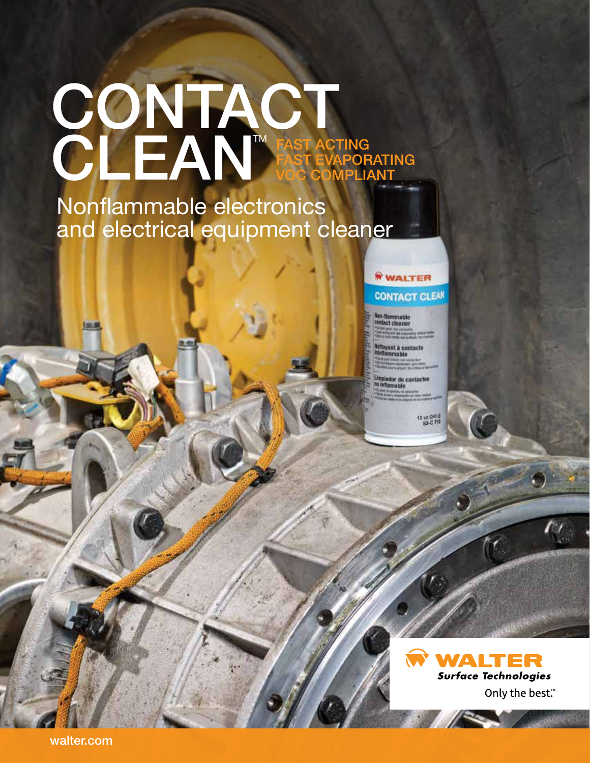# CONTACT CLEAN™

FAST ACTING
FAST EVAPORATING
VOC COMPLIANT

## Nonflammable electronics and electrical equipment cleaner

**WALTER** *Surface Technologies*

Only the best.™

walter.com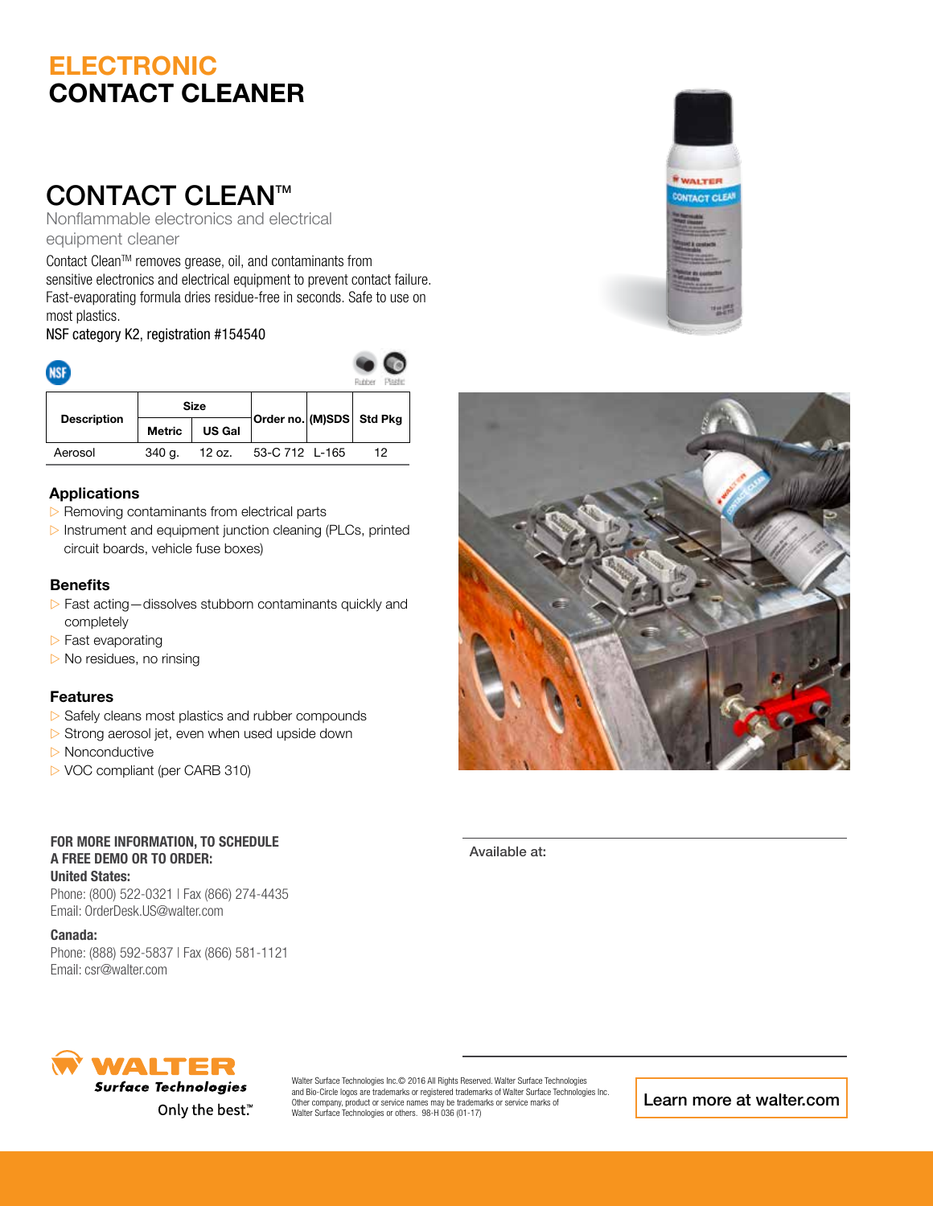# ELECTRONIC CONTACT CLEANER

## CONTACT CLEAN™

Nonflammable electronics and electrical equipment cleaner

Contact Clean™ removes grease, oil, and contaminants from sensitive electronics and electrical equipment to prevent contact failure. Fast-evaporating formula dries residue-free in seconds. Safe to use on most plastics.

NSF category K2, registration #154540

NSF

Rubber Plastic

| Description | Size | | Order no. | (M)SDS | Std Pkg |
|---|---|---|---|---|---|
| | Metric | US Gal | | | |
| Aerosol | 340 g. | 12 oz. | 53-C 712 | L-165 | 12 |

### Applications

- Removing contaminants from electrical parts
- Instrument and equipment junction cleaning (PLCs, printed circuit boards, vehicle fuse boxes)

### Benefits

- Fast acting—dissolves stubborn contaminants quickly and completely
- Fast evaporating
- No residues, no rinsing

### Features

- Safely cleans most plastics and rubber compounds
- Strong aerosol jet, even when used upside down
- Nonconductive
- VOC compliant (per CARB 310)

**FOR MORE INFORMATION, TO SCHEDULE A FREE DEMO OR TO ORDER:**

**United States:**
Phone: (800) 522-0321 | Fax (866) 274-4435
Email: OrderDesk.US@walter.com

**Canada:**
Phone: (888) 592-5837 | Fax (866) 581-1121
Email: csr@walter.com

Available at:

WALTER Surface Technologies
Only the best.™

Walter Surface Technologies Inc.© 2016 All Rights Reserved. Walter Surface Technologies and Bio-Circle logos are trademarks or registered trademarks of Walter Surface Technologies Inc. Other company, product or service names may be trademarks or service marks of Walter Surface Technologies or others. 98-H 036 (01-17)

Learn more at walter.com